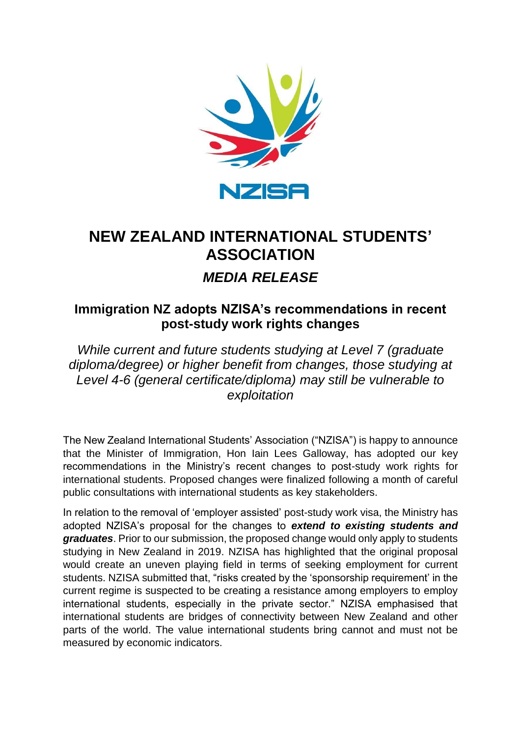NZISA

# NEW ZEALAND INTERNATIONAL STUDENTS' ASSOCIATION

## *MEDIA RELEASE*

### Immigration NZ adopts NZISA's recommendations in recent post-study work rights changes

*While current and future students studying at Level 7 (graduate diploma/degree) or higher benefit from changes, those studying at Level 4-6 (general certificate/diploma) may still be vulnerable to exploitation*

The New Zealand International Students' Association ("NZISA") is happy to announce that the Minister of Immigration, Hon Iain Lees Galloway, has adopted our key recommendations in the Ministry's recent changes to post-study work rights for international students. Proposed changes were finalized following a month of careful public consultations with international students as key stakeholders.

In relation to the removal of 'employer assisted' post-study work visa, the Ministry has adopted NZISA's proposal for the changes to ***extend to existing students and graduates***. Prior to our submission, the proposed change would only apply to students studying in New Zealand in 2019. NZISA has highlighted that the original proposal would create an uneven playing field in terms of seeking employment for current students. NZISA submitted that, "risks created by the 'sponsorship requirement' in the current regime is suspected to be creating a resistance among employers to employ international students, especially in the private sector." NZISA emphasised that international students are bridges of connectivity between New Zealand and other parts of the world. The value international students bring cannot and must not be measured by economic indicators.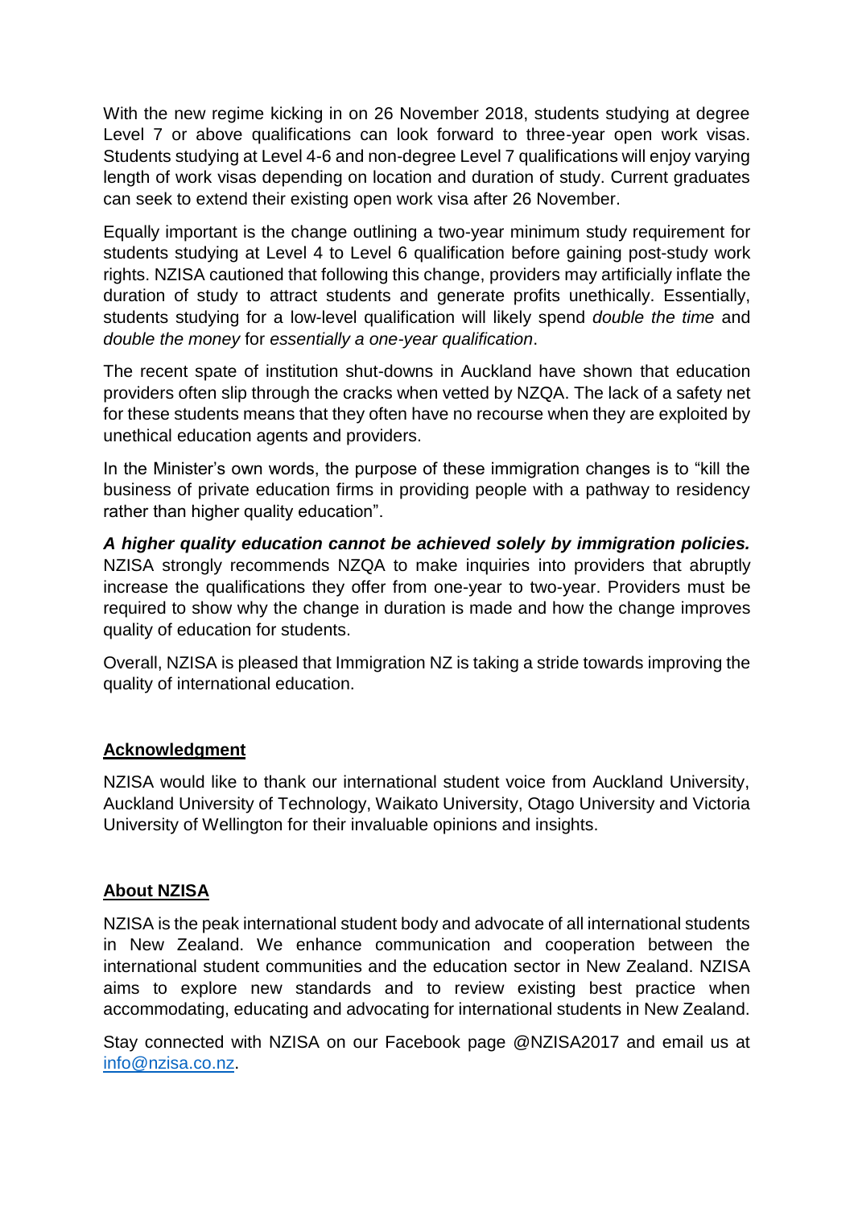With the new regime kicking in on 26 November 2018, students studying at degree Level 7 or above qualifications can look forward to three-year open work visas. Students studying at Level 4-6 and non-degree Level 7 qualifications will enjoy varying length of work visas depending on location and duration of study. Current graduates can seek to extend their existing open work visa after 26 November.

Equally important is the change outlining a two-year minimum study requirement for students studying at Level 4 to Level 6 qualification before gaining post-study work rights. NZISA cautioned that following this change, providers may artificially inflate the duration of study to attract students and generate profits unethically. Essentially, students studying for a low-level qualification will likely spend *double the time* and *double the money* for *essentially a one-year qualification*.

The recent spate of institution shut-downs in Auckland have shown that education providers often slip through the cracks when vetted by NZQA. The lack of a safety net for these students means that they often have no recourse when they are exploited by unethical education agents and providers.

In the Minister's own words, the purpose of these immigration changes is to "kill the business of private education firms in providing people with a pathway to residency rather than higher quality education".

***A higher quality education cannot be achieved solely by immigration policies.*** NZISA strongly recommends NZQA to make inquiries into providers that abruptly increase the qualifications they offer from one-year to two-year. Providers must be required to show why the change in duration is made and how the change improves quality of education for students.

Overall, NZISA is pleased that Immigration NZ is taking a stride towards improving the quality of international education.

## Acknowledgment

NZISA would like to thank our international student voice from Auckland University, Auckland University of Technology, Waikato University, Otago University and Victoria University of Wellington for their invaluable opinions and insights.

## About NZISA

NZISA is the peak international student body and advocate of all international students in New Zealand. We enhance communication and cooperation between the international student communities and the education sector in New Zealand. NZISA aims to explore new standards and to review existing best practice when accommodating, educating and advocating for international students in New Zealand.

Stay connected with NZISA on our Facebook page @NZISA2017 and email us at info@nzisa.co.nz.